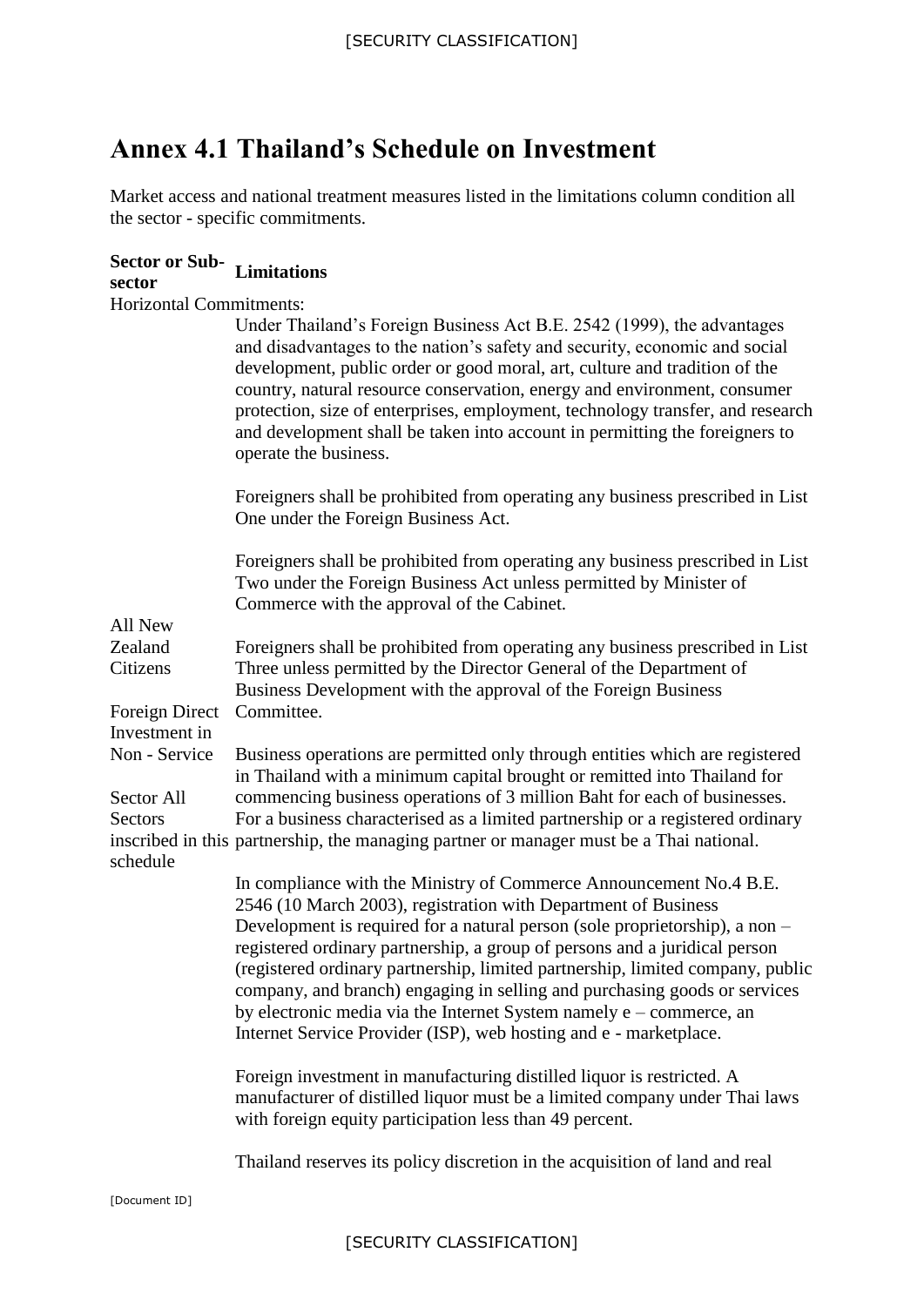# Annex 4.1 Thailand's Schedule on Investment

Market access and national treatment measures listed in the limitations column condition all the sector - specific commitments.

| Sector or Sub-sector | Limitations |
|---|---|
| Horizontal Commitments: | |
| All New Zealand Citizens<br><br>Foreign Direct Investment in Non - Service Sector All Sectors inscribed in this schedule | Under Thailand's Foreign Business Act B.E. 2542 (1999), the advantages and disadvantages to the nation's safety and security, economic and social development, public order or good moral, art, culture and tradition of the country, natural resource conservation, energy and environment, consumer protection, size of enterprises, employment, technology transfer, and research and development shall be taken into account in permitting the foreigners to operate the business.<br><br>Foreigners shall be prohibited from operating any business prescribed in List One under the Foreign Business Act.<br><br>Foreigners shall be prohibited from operating any business prescribed in List Two under the Foreign Business Act unless permitted by Minister of Commerce with the approval of the Cabinet.<br><br>Foreigners shall be prohibited from operating any business prescribed in List Three unless permitted by the Director General of the Department of Business Development with the approval of the Foreign Business Committee.<br><br>Business operations are permitted only through entities which are registered in Thailand with a minimum capital brought or remitted into Thailand for commencing business operations of 3 million Baht for each of businesses. For a business characterised as a limited partnership or a registered ordinary partnership, the managing partner or manager must be a Thai national.<br><br>In compliance with the Ministry of Commerce Announcement No.4 B.E. 2546 (10 March 2003), registration with Department of Business Development is required for a natural person (sole proprietorship), a non – registered ordinary partnership, a group of persons and a juridical person (registered ordinary partnership, limited partnership, limited company, public company, and branch) engaging in selling and purchasing goods or services by electronic media via the Internet System namely e – commerce, an Internet Service Provider (ISP), web hosting and e - marketplace.<br><br>Foreign investment in manufacturing distilled liquor is restricted. A manufacturer of distilled liquor must be a limited company under Thai laws with foreign equity participation less than 49 percent.<br><br>Thailand reserves its policy discretion in the acquisition of land and real |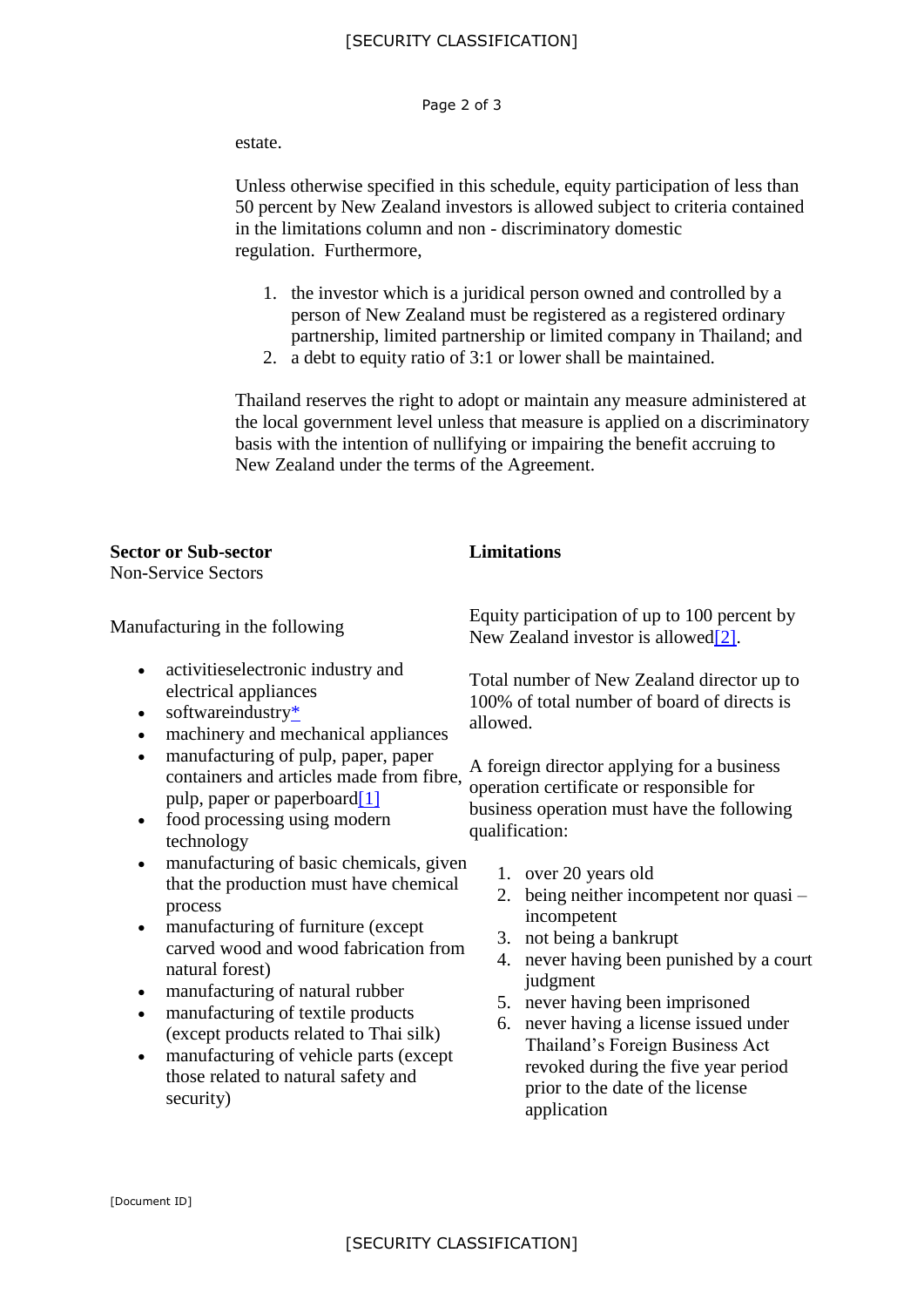estate.

Unless otherwise specified in this schedule, equity participation of less than 50 percent by New Zealand investors is allowed subject to criteria contained in the limitations column and non - discriminatory domestic regulation. Furthermore,

1. the investor which is a juridical person owned and controlled by a person of New Zealand must be registered as a registered ordinary partnership, limited partnership or limited company in Thailand; and
2. a debt to equity ratio of 3:1 or lower shall be maintained.

Thailand reserves the right to adopt or maintain any measure administered at the local government level unless that measure is applied on a discriminatory basis with the intention of nullifying or impairing the benefit accruing to New Zealand under the terms of the Agreement.

| **Sector or Sub-sector** | **Limitations** |
| --- | --- |
| Non-Service Sectors | |
| Manufacturing in the following<br><br>• activitieselectronic industry and electrical appliances<br>• softwareindustry*<br>• machinery and mechanical appliances<br>• manufacturing of pulp, paper, paper containers and articles made from fibre, pulp, paper or paperboard[1]<br>• food processing using modern technology<br>• manufacturing of basic chemicals, given that the production must have chemical process<br>• manufacturing of furniture (except carved wood and wood fabrication from natural forest)<br>• manufacturing of natural rubber<br>• manufacturing of textile products (except products related to Thai silk)<br>• manufacturing of vehicle parts (except those related to natural safety and security) | Equity participation of up to 100 percent by New Zealand investor is allowed[2].<br><br>Total number of New Zealand director up to 100% of total number of board of directs is allowed.<br><br>A foreign director applying for a business operation certificate or responsible for business operation must have the following qualification:<br><br>1. over 20 years old<br>2. being neither incompetent nor quasi – incompetent<br>3. not being a bankrupt<br>4. never having been punished by a court judgment<br>5. never having been imprisoned<br>6. never having a license issued under Thailand's Foreign Business Act revoked during the five year period prior to the date of the license application |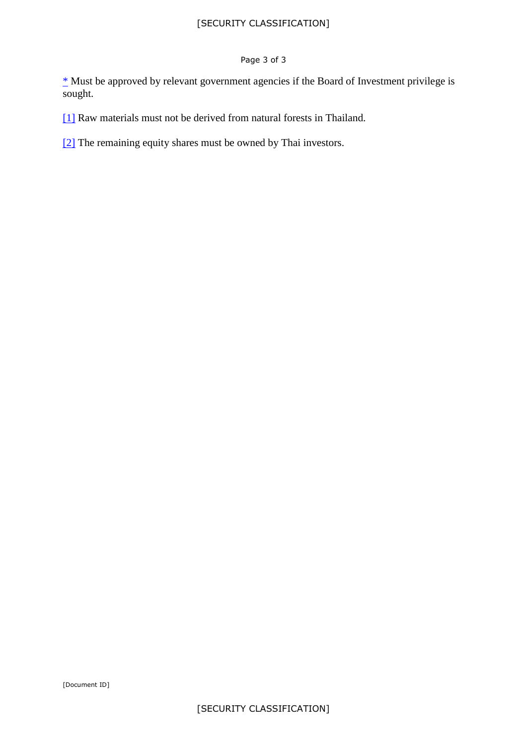* Must be approved by relevant government agencies if the Board of Investment privilege is sought.

[1] Raw materials must not be derived from natural forests in Thailand.

[2] The remaining equity shares must be owned by Thai investors.